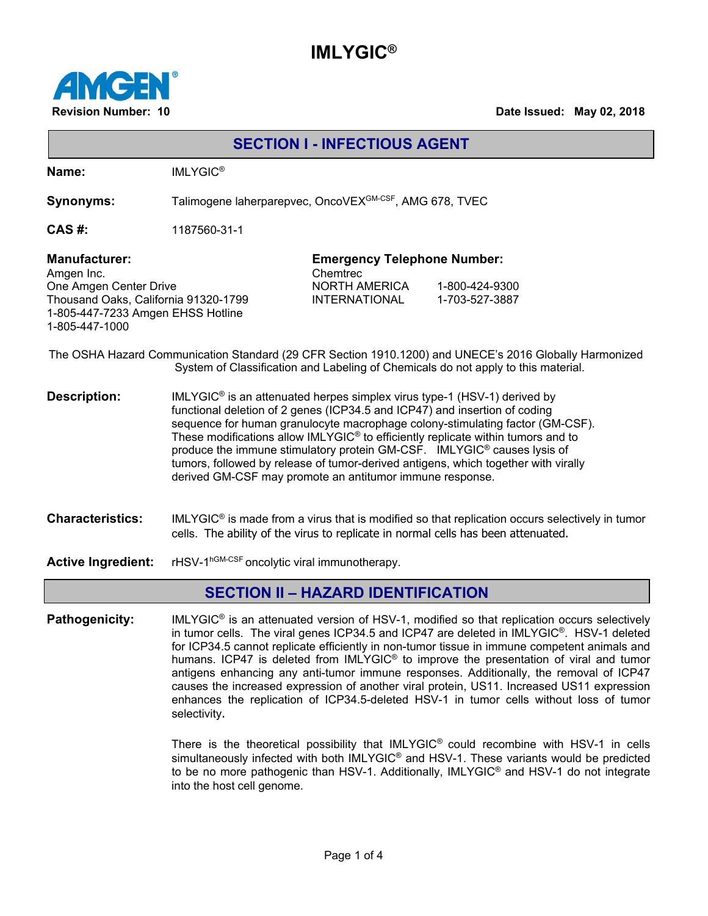# IMLYGIC®

AMGEN®

**Revision Number: 10** **Date Issued: May 02, 2018**

## SECTION I - INFECTIOUS AGENT

**Name:** IMLYGIC®

**Synonyms:** Talimogene laherparepvec, OncoVEX$^{GM\text{-}CSF}$, AMG 678, TVEC

**CAS #:** 1187560-31-1

**Manufacturer:**
Amgen Inc.
One Amgen Center Drive
Thousand Oaks, California 91320-1799
1-805-447-7233 Amgen EHSS Hotline
1-805-447-1000

**Emergency Telephone Number:**
Chemtrec

| | |
|---|---|
| NORTH AMERICA | 1-800-424-9300 |
| INTERNATIONAL | 1-703-527-3887 |

The OSHA Hazard Communication Standard (29 CFR Section 1910.1200) and UNECE's 2016 Globally Harmonized System of Classification and Labeling of Chemicals do not apply to this material.

**Description:** IMLYGIC® is an attenuated herpes simplex virus type-1 (HSV-1) derived by functional deletion of 2 genes (ICP34.5 and ICP47) and insertion of coding sequence for human granulocyte macrophage colony-stimulating factor (GM-CSF). These modifications allow IMLYGIC® to efficiently replicate within tumors and to produce the immune stimulatory protein GM-CSF. IMLYGIC® causes lysis of tumors, followed by release of tumor-derived antigens, which together with virally derived GM-CSF may promote an antitumor immune response.

**Characteristics:** IMLYGIC® is made from a virus that is modified so that replication occurs selectively in tumor cells. The ability of the virus to replicate in normal cells has been attenuated.

**Active Ingredient:** rHSV-1$^{hGM\text{-}CSF}$ oncolytic viral immunotherapy.

## SECTION II – HAZARD IDENTIFICATION

**Pathogenicity:** IMLYGIC® is an attenuated version of HSV-1, modified so that replication occurs selectively in tumor cells. The viral genes ICP34.5 and ICP47 are deleted in IMLYGIC®. HSV-1 deleted for ICP34.5 cannot replicate efficiently in non-tumor tissue in immune competent animals and humans. ICP47 is deleted from IMLYGIC® to improve the presentation of viral and tumor antigens enhancing any anti-tumor immune responses. Additionally, the removal of ICP47 causes the increased expression of another viral protein, US11. Increased US11 expression enhances the replication of ICP34.5-deleted HSV-1 in tumor cells without loss of tumor selectivity.

There is the theoretical possibility that IMLYGIC® could recombine with HSV-1 in cells simultaneously infected with both IMLYGIC® and HSV-1. These variants would be predicted to be no more pathogenic than HSV-1. Additionally, IMLYGIC® and HSV-1 do not integrate into the host cell genome.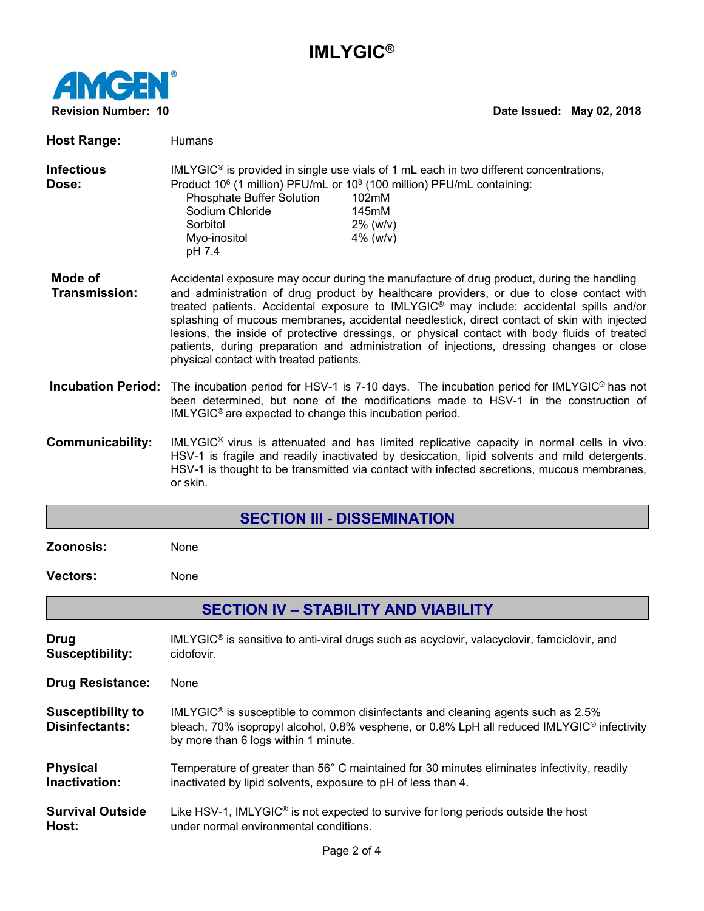**Host Range:** Humans

**Infectious Dose:** IMLYGIC® is provided in single use vials of 1 mL each in two different concentrations, Product $10^6$ (1 million) PFU/mL or $10^8$ (100 million) PFU/mL containing:

| Component | Amount |
|---|---|
| Phosphate Buffer Solution | 102mM |
| Sodium Chloride | 145mM |
| Sorbitol | 2% (w/v) |
| Myo-inositol | 4% (w/v) |
| pH 7.4 | |

**Mode of Transmission:** Accidental exposure may occur during the manufacture of drug product, during the handling and administration of drug product by healthcare providers, or due to close contact with treated patients. Accidental exposure to IMLYGIC® may include: accidental spills and/or splashing of mucous membranes**,** accidental needlestick, direct contact of skin with injected lesions, the inside of protective dressings, or physical contact with body fluids of treated patients, during preparation and administration of injections, dressing changes or close physical contact with treated patients.

**Incubation Period:** The incubation period for HSV-1 is 7-10 days. The incubation period for IMLYGIC® has not been determined, but none of the modifications made to HSV-1 in the construction of IMLYGIC® are expected to change this incubation period.

**Communicability:** IMLYGIC® virus is attenuated and has limited replicative capacity in normal cells in vivo. HSV-1 is fragile and readily inactivated by desiccation, lipid solvents and mild detergents. HSV-1 is thought to be transmitted via contact with infected secretions, mucous membranes, or skin.

## SECTION III - DISSEMINATION

**Zoonosis:** None

**Vectors:** None

## SECTION IV – STABILITY AND VIABILITY

**Drug Susceptibility:** IMLYGIC® is sensitive to anti-viral drugs such as acyclovir, valacyclovir, famciclovir, and cidofovir.

**Drug Resistance:** None

**Susceptibility to Disinfectants:** IMLYGIC® is susceptible to common disinfectants and cleaning agents such as 2.5% bleach, 70% isopropyl alcohol, 0.8% vesphene, or 0.8% LpH all reduced IMLYGIC® infectivity by more than 6 logs within 1 minute.

**Physical Inactivation:** Temperature of greater than 56° C maintained for 30 minutes eliminates infectivity, readily inactivated by lipid solvents, exposure to pH of less than 4.

**Survival Outside Host:** Like HSV-1, IMLYGIC® is not expected to survive for long periods outside the host under normal environmental conditions.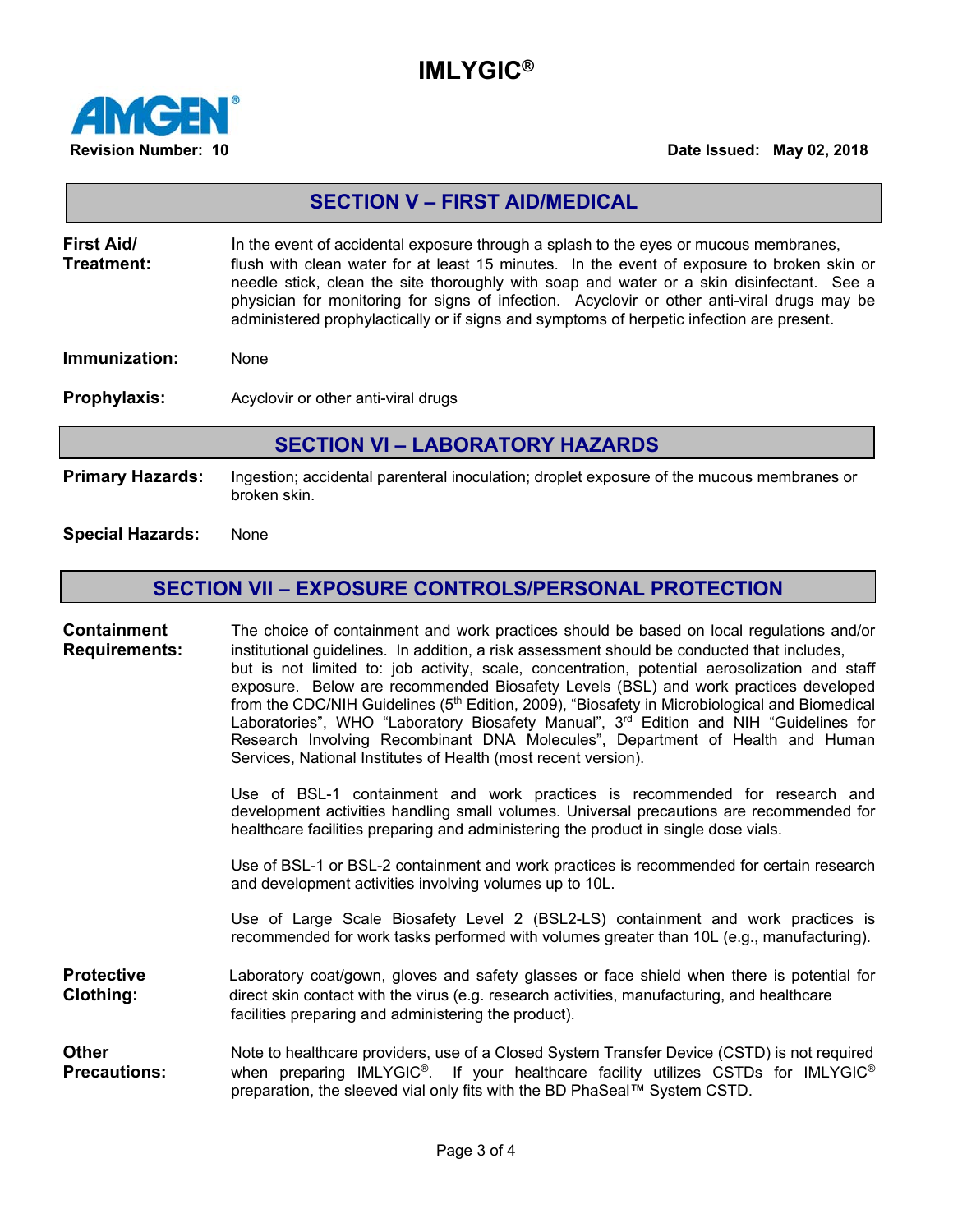## SECTION V – FIRST AID/MEDICAL

**First Aid/ Treatment:** In the event of accidental exposure through a splash to the eyes or mucous membranes, flush with clean water for at least 15 minutes. In the event of exposure to broken skin or needle stick, clean the site thoroughly with soap and water or a skin disinfectant. See a physician for monitoring for signs of infection. Acyclovir or other anti-viral drugs may be administered prophylactically or if signs and symptoms of herpetic infection are present.

**Immunization:** None

**Prophylaxis:** Acyclovir or other anti-viral drugs

## SECTION VI – LABORATORY HAZARDS

**Primary Hazards:** Ingestion; accidental parenteral inoculation; droplet exposure of the mucous membranes or broken skin.

**Special Hazards:** None

## SECTION VII – EXPOSURE CONTROLS/PERSONAL PROTECTION

**Containment Requirements:** The choice of containment and work practices should be based on local regulations and/or institutional guidelines. In addition, a risk assessment should be conducted that includes, but is not limited to: job activity, scale, concentration, potential aerosolization and staff exposure. Below are recommended Biosafety Levels (BSL) and work practices developed from the CDC/NIH Guidelines (5th Edition, 2009), "Biosafety in Microbiological and Biomedical Laboratories", WHO "Laboratory Biosafety Manual", 3rd Edition and NIH "Guidelines for Research Involving Recombinant DNA Molecules", Department of Health and Human Services, National Institutes of Health (most recent version).

Use of BSL-1 containment and work practices is recommended for research and development activities handling small volumes. Universal precautions are recommended for healthcare facilities preparing and administering the product in single dose vials.

Use of BSL-1 or BSL-2 containment and work practices is recommended for certain research and development activities involving volumes up to 10L.

Use of Large Scale Biosafety Level 2 (BSL2-LS) containment and work practices is recommended for work tasks performed with volumes greater than 10L (e.g., manufacturing).

**Protective Clothing:** Laboratory coat/gown, gloves and safety glasses or face shield when there is potential for direct skin contact with the virus (e.g. research activities, manufacturing, and healthcare facilities preparing and administering the product).

**Other Precautions:** Note to healthcare providers, use of a Closed System Transfer Device (CSTD) is not required when preparing IMLYGIC®. If your healthcare facility utilizes CSTDs for IMLYGIC® preparation, the sleeved vial only fits with the BD PhaSeal™ System CSTD.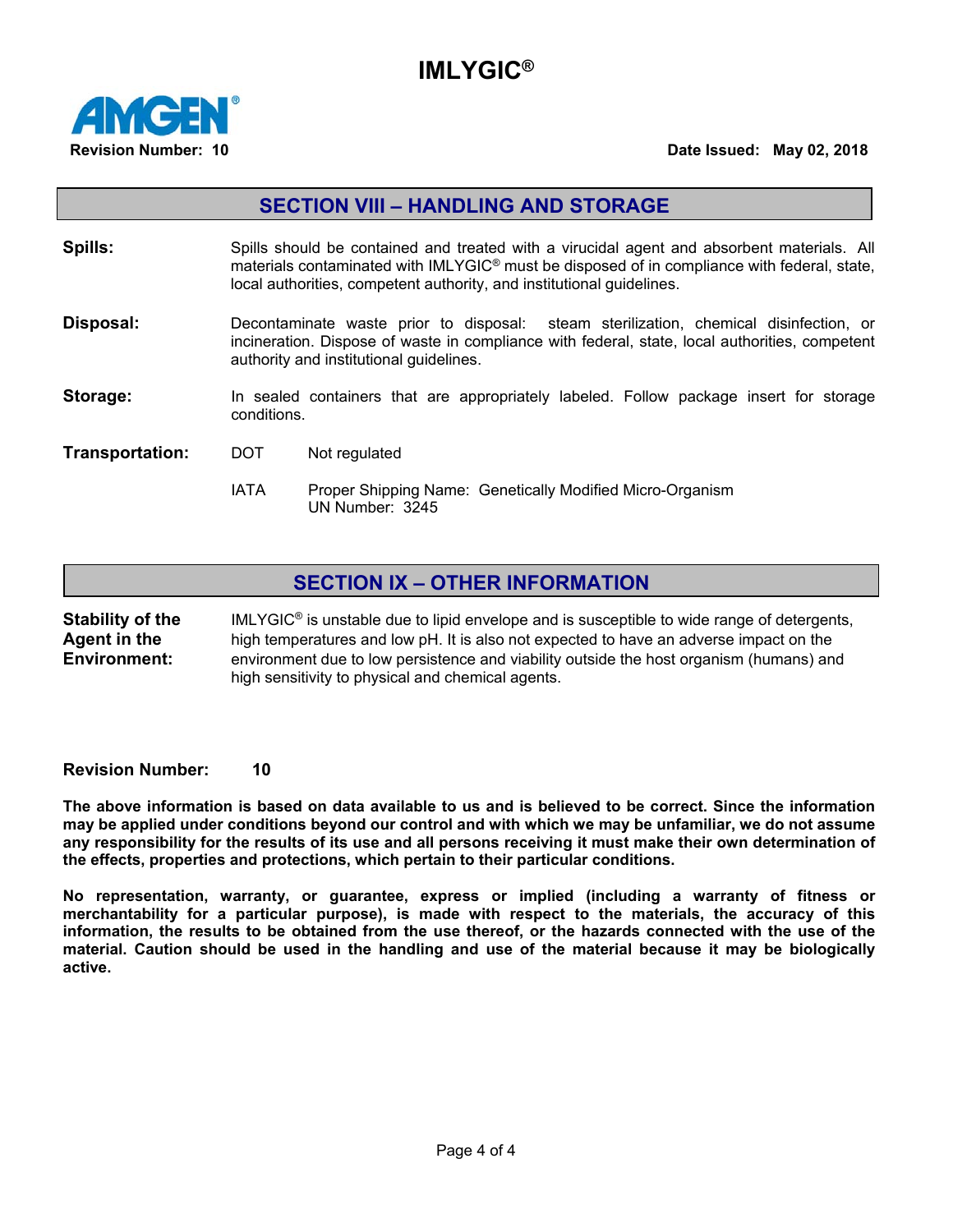## SECTION VIII – HANDLING AND STORAGE

**Spills:** Spills should be contained and treated with a virucidal agent and absorbent materials. All materials contaminated with IMLYGIC® must be disposed of in compliance with federal, state, local authorities, competent authority, and institutional guidelines.

**Disposal:** Decontaminate waste prior to disposal: steam sterilization, chemical disinfection, or incineration. Dispose of waste in compliance with federal, state, local authorities, competent authority and institutional guidelines.

**Storage:** In sealed containers that are appropriately labeled. Follow package insert for storage conditions.

**Transportation:**

DOT Not regulated

IATA Proper Shipping Name: Genetically Modified Micro-Organism
UN Number: 3245

## SECTION IX – OTHER INFORMATION

**Stability of the Agent in the Environment:** IMLYGIC® is unstable due to lipid envelope and is susceptible to wide range of detergents, high temperatures and low pH. It is also not expected to have an adverse impact on the environment due to low persistence and viability outside the host organism (humans) and high sensitivity to physical and chemical agents.

**Revision Number: 10**

**The above information is based on data available to us and is believed to be correct. Since the information may be applied under conditions beyond our control and with which we may be unfamiliar, we do not assume any responsibility for the results of its use and all persons receiving it must make their own determination of the effects, properties and protections, which pertain to their particular conditions.**

**No representation, warranty, or guarantee, express or implied (including a warranty of fitness or merchantability for a particular purpose), is made with respect to the materials, the accuracy of this information, the results to be obtained from the use thereof, or the hazards connected with the use of the material. Caution should be used in the handling and use of the material because it may be biologically active.**